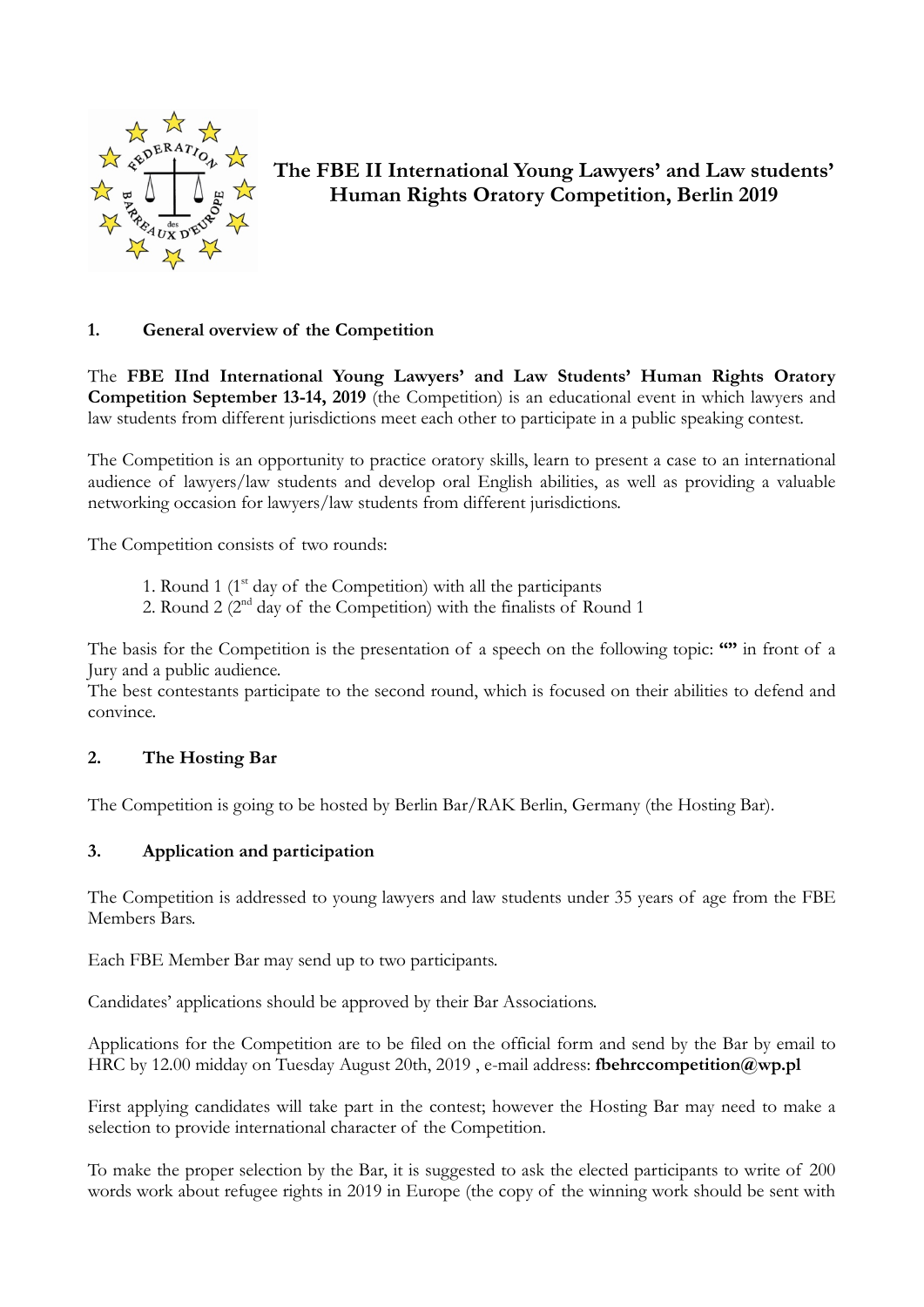# The FBE II International Young Lawyers' and Law students' Human Rights Oratory Competition, Berlin 2019

## 1. General overview of the Competition

The **FBE IInd International Young Lawyers' and Law Students' Human Rights Oratory Competition September 13-14, 2019** (the Competition) is an educational event in which lawyers and law students from different jurisdictions meet each other to participate in a public speaking contest.

The Competition is an opportunity to practice oratory skills, learn to present a case to an international audience of lawyers/law students and develop oral English abilities, as well as providing a valuable networking occasion for lawyers/law students from different jurisdictions.

The Competition consists of two rounds:

1. Round 1 (1st day of the Competition) with all the participants
2. Round 2 (2nd day of the Competition) with the finalists of Round 1

The basis for the Competition is the presentation of a speech on the following topic: **""** in front of a Jury and a public audience.
The best contestants participate to the second round, which is focused on their abilities to defend and convince.

## 2. The Hosting Bar

The Competition is going to be hosted by Berlin Bar/RAK Berlin, Germany (the Hosting Bar).

## 3. Application and participation

The Competition is addressed to young lawyers and law students under 35 years of age from the FBE Members Bars.

Each FBE Member Bar may send up to two participants.

Candidates' applications should be approved by their Bar Associations.

Applications for the Competition are to be filed on the official form and send by the Bar by email to HRC by 12.00 midday on Tuesday August 20th, 2019 , e-mail address: **fbehrccompetition@wp.pl**

First applying candidates will take part in the contest; however the Hosting Bar may need to make a selection to provide international character of the Competition.

To make the proper selection by the Bar, it is suggested to ask the elected participants to write of 200 words work about refugee rights in 2019 in Europe (the copy of the winning work should be sent with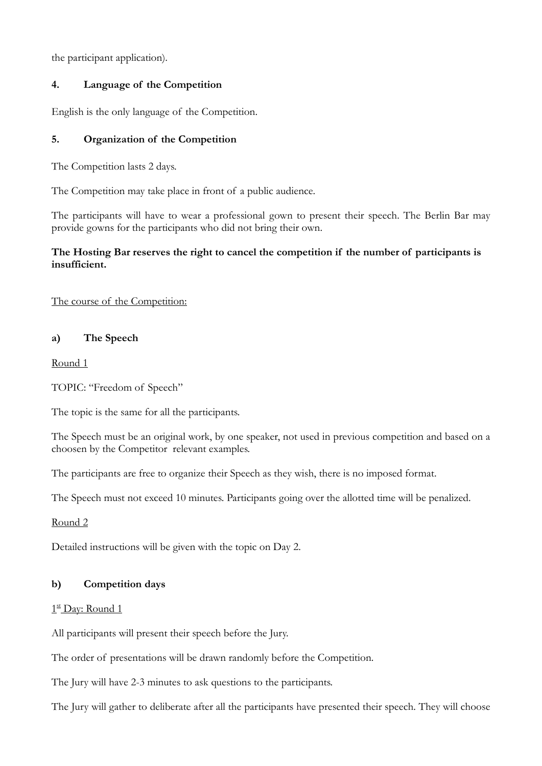the participant application).

## 4. Language of the Competition

English is the only language of the Competition.

## 5. Organization of the Competition

The Competition lasts 2 days.

The Competition may take place in front of a public audience.

The participants will have to wear a professional gown to present their speech. The Berlin Bar may provide gowns for the participants who did not bring their own.

**The Hosting Bar reserves the right to cancel the competition if the number of participants is insufficient.**

The course of the Competition:

### a) The Speech

Round 1

TOPIC: "Freedom of Speech"

The topic is the same for all the participants.

The Speech must be an original work, by one speaker, not used in previous competition and based on a choosen by the Competitor relevant examples.

The participants are free to organize their Speech as they wish, there is no imposed format.

The Speech must not exceed 10 minutes. Participants going over the allotted time will be penalized.

Round 2

Detailed instructions will be given with the topic on Day 2.

### b) Competition days

1st Day: Round 1

All participants will present their speech before the Jury.

The order of presentations will be drawn randomly before the Competition.

The Jury will have 2-3 minutes to ask questions to the participants.

The Jury will gather to deliberate after all the participants have presented their speech. They will choose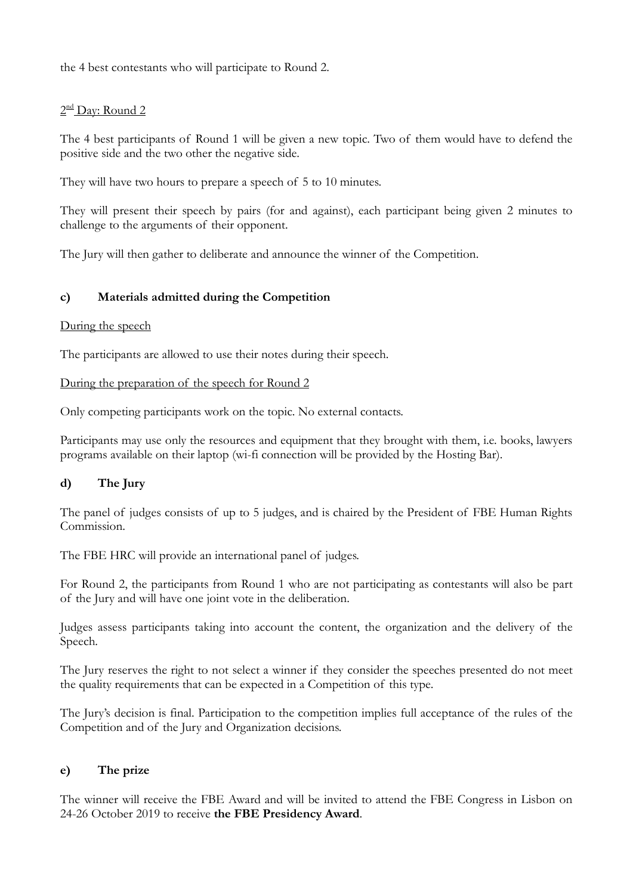the 4 best contestants who will participate to Round 2.

2nd Day: Round 2

The 4 best participants of Round 1 will be given a new topic. Two of them would have to defend the positive side and the two other the negative side.

They will have two hours to prepare a speech of 5 to 10 minutes.

They will present their speech by pairs (for and against), each participant being given 2 minutes to challenge to the arguments of their opponent.

The Jury will then gather to deliberate and announce the winner of the Competition.

### c) Materials admitted during the Competition

During the speech

The participants are allowed to use their notes during their speech.

During the preparation of the speech for Round 2

Only competing participants work on the topic. No external contacts.

Participants may use only the resources and equipment that they brought with them, i.e. books, lawyers programs available on their laptop (wi-fi connection will be provided by the Hosting Bar).

### d) The Jury

The panel of judges consists of up to 5 judges, and is chaired by the President of FBE Human Rights Commission.

The FBE HRC will provide an international panel of judges.

For Round 2, the participants from Round 1 who are not participating as contestants will also be part of the Jury and will have one joint vote in the deliberation.

Judges assess participants taking into account the content, the organization and the delivery of the Speech.

The Jury reserves the right to not select a winner if they consider the speeches presented do not meet the quality requirements that can be expected in a Competition of this type.

The Jury's decision is final. Participation to the competition implies full acceptance of the rules of the Competition and of the Jury and Organization decisions.

### e) The prize

The winner will receive the FBE Award and will be invited to attend the FBE Congress in Lisbon on 24-26 October 2019 to receive **the FBE Presidency Award**.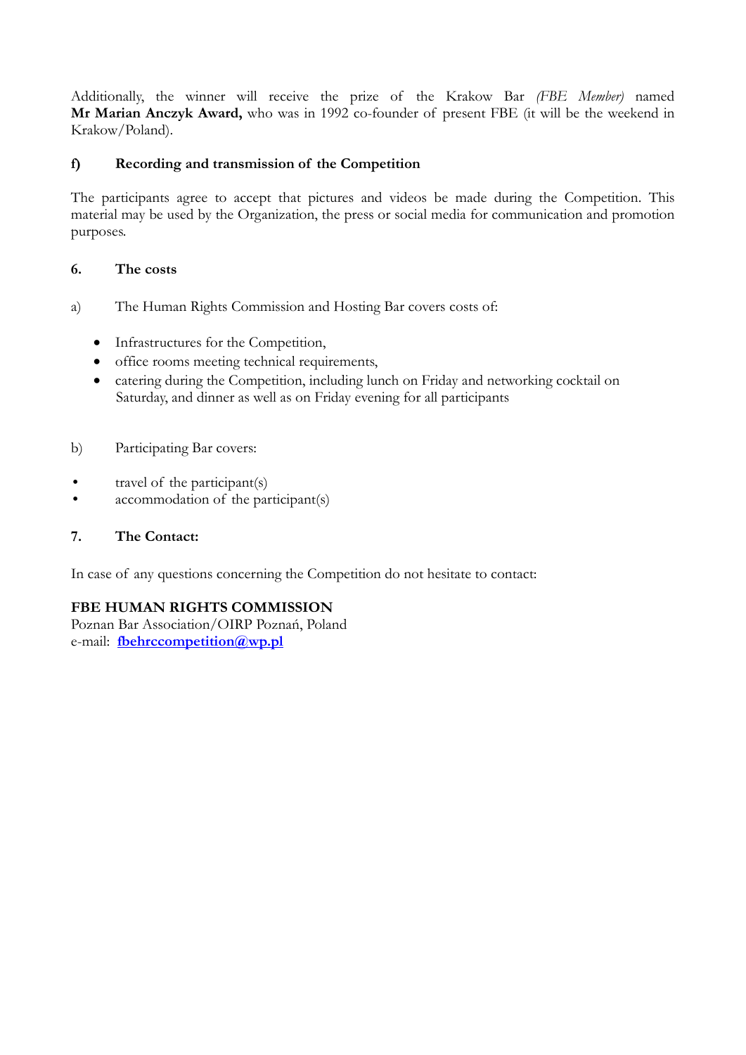Additionally, the winner will receive the prize of the Krakow Bar *(FBE Member)* named **Mr Marian Anczyk Award,** who was in 1992 co-founder of present FBE (it will be the weekend in Krakow/Poland).

#### f) Recording and transmission of the Competition

The participants agree to accept that pictures and videos be made during the Competition. This material may be used by the Organization, the press or social media for communication and promotion purposes.

### 6. The costs

a) The Human Rights Commission and Hosting Bar covers costs of:

- Infrastructures for the Competition,
- office rooms meeting technical requirements,
- catering during the Competition, including lunch on Friday and networking cocktail on Saturday, and dinner as well as on Friday evening for all participants

b) Participating Bar covers:

- travel of the participant(s)
- accommodation of the participant(s)

### 7. The Contact:

In case of any questions concerning the Competition do not hesitate to contact:

**FBE HUMAN RIGHTS COMMISSION**
Poznan Bar Association/OIRP Poznań, Poland
e-mail: **fbehrccompetition@wp.pl**